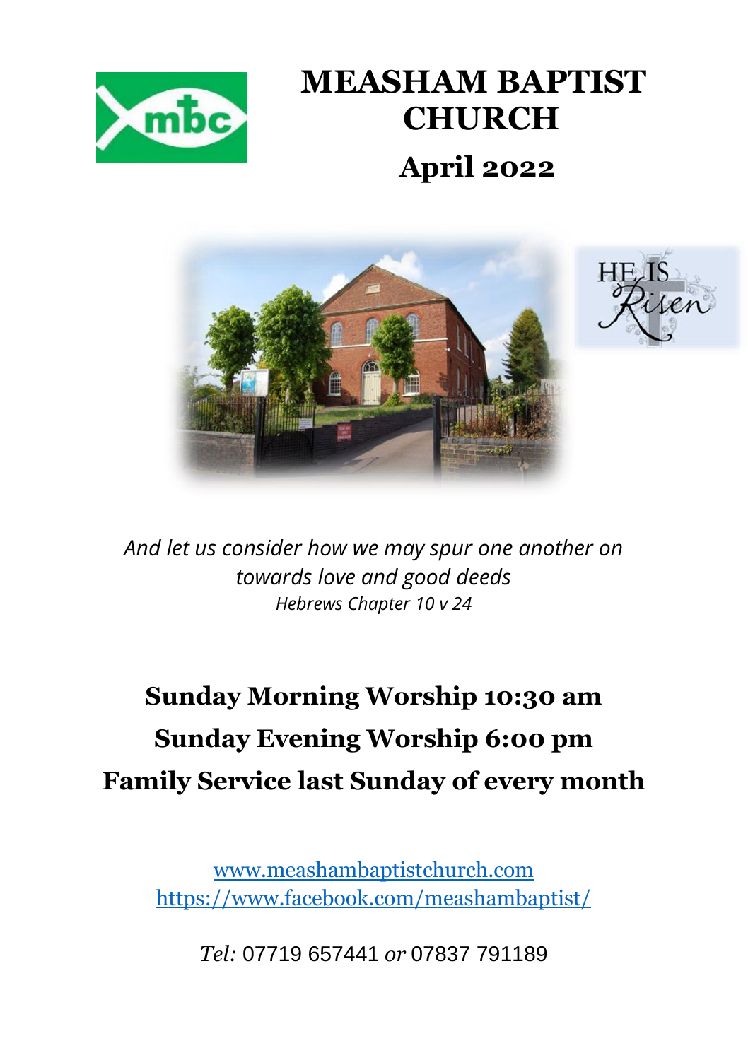# MEASHAM BAPTIST CHURCH

## April 2022

*And let us consider how we may spur one another on towards love and good deeds*
*Hebrews Chapter 10 v 24*

**Sunday Morning Worship 10:30 am**

**Sunday Evening Worship 6:00 pm**

**Family Service last Sunday of every month**

[www.meashambaptistchurch.com](http://www.meashambaptistchurch.com)
[https://www.facebook.com/meashambaptist/](https://www.facebook.com/meashambaptist/)

*Tel:* 07719 657441 *or* 07837 791189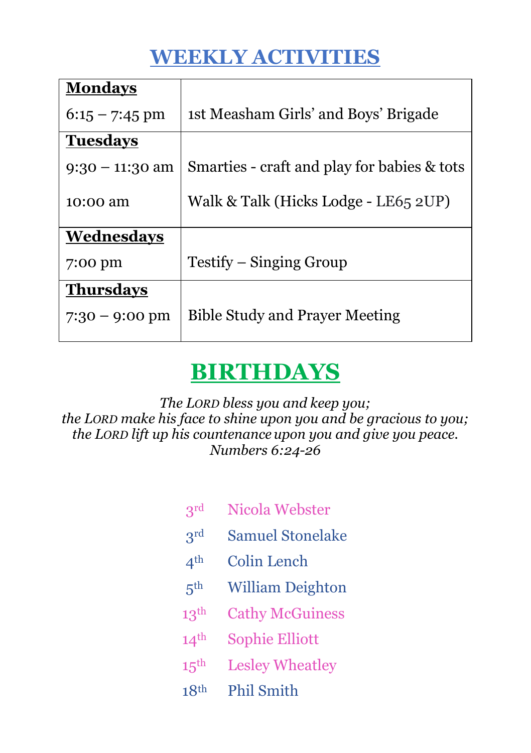# WEEKLY ACTIVITIES

| | |
|---|---|
| **Mondays** | |
| 6:15 – 7:45 pm | 1st Measham Girls' and Boys' Brigade |
| **Tuesdays** | |
| 9:30 – 11:30 am | Smarties - craft and play for babies & tots |
| 10:00 am | Walk & Talk (Hicks Lodge - LE65 2UP) |
| **Wednesdays** | |
| 7:00 pm | Testify – Singing Group |
| **Thursdays** | |
| 7:30 – 9:00 pm | Bible Study and Prayer Meeting |

# BIRTHDAYS

*The LORD bless you and keep you;*
*the LORD make his face to shine upon you and be gracious to you;*
*the LORD lift up his countenance upon you and give you peace.*
*Numbers 6:24-26*

3rd Nicola Webster
3rd Samuel Stonelake
4th Colin Lench
5th William Deighton
13th Cathy McGuiness
14th Sophie Elliott
15th Lesley Wheatley
18th Phil Smith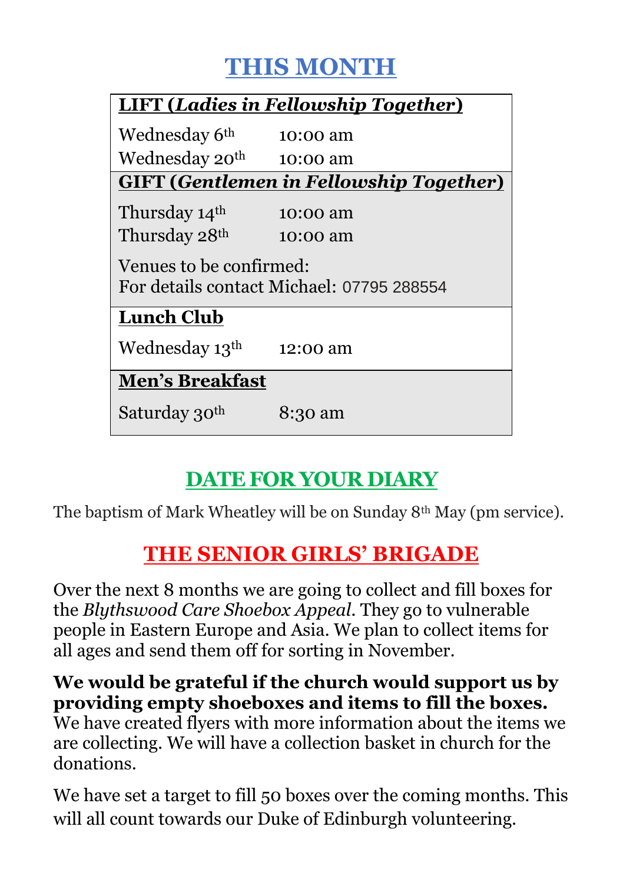# THIS MONTH

| **LIFT (*Ladies in Fellowship Together*)** | |
|---|---|
| Wednesday 6th | 10:00 am |
| Wednesday 20th | 10:00 am |
| **GIFT (*Gentlemen in Fellowship Together*)** | |
| Thursday 14th | 10:00 am |
| Thursday 28th | 10:00 am |
| Venues to be confirmed: For details contact Michael: 07795 288554 | |
| **Lunch Club** | |
| Wednesday 13th | 12:00 am |
| **Men's Breakfast** | |
| Saturday 30th | 8:30 am |

## DATE FOR YOUR DIARY

The baptism of Mark Wheatley will be on Sunday 8th May (pm service).

## THE SENIOR GIRLS' BRIGADE

Over the next 8 months we are going to collect and fill boxes for the *Blythswood Care Shoebox Appeal*. They go to vulnerable people in Eastern Europe and Asia. We plan to collect items for all ages and send them off for sorting in November.

**We would be grateful if the church would support us by providing empty shoeboxes and items to fill the boxes.** We have created flyers with more information about the items we are collecting. We will have a collection basket in church for the donations.

We have set a target to fill 50 boxes over the coming months. This will all count towards our Duke of Edinburgh volunteering.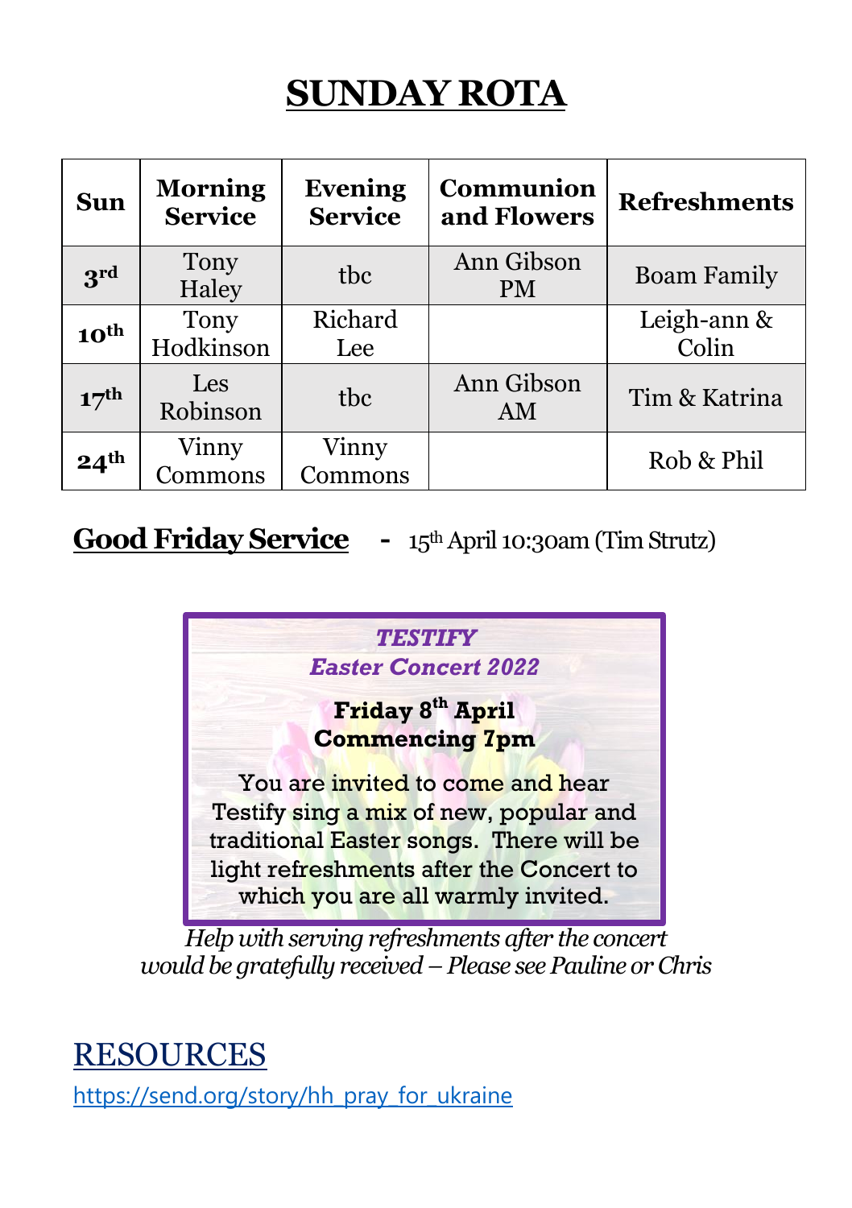# SUNDAY ROTA

| Sun | Morning Service | Evening Service | Communion and Flowers | Refreshments |
|---|---|---|---|---|
| 3rd | Tony Haley | tbc | Ann Gibson PM | Boam Family |
| 10th | Tony Hodkinson | Richard Lee | | Leigh-ann & Colin |
| 17th | Les Robinson | tbc | Ann Gibson AM | Tim & Katrina |
| 24th | Vinny Commons | Vinny Commons | | Rob & Phil |

**Good Friday Service** - 15th April 10:30am (Tim Strutz)

***TESTIFY***
***Easter Concert 2022***

**Friday 8th April**
**Commencing 7pm**

You are invited to come and hear Testify sing a mix of new, popular and traditional Easter songs. There will be light refreshments after the Concert to which you are all warmly invited.

*Help with serving refreshments after the concert would be gratefully received – Please see Pauline or Chris*

## RESOURCES

https://send.org/story/hh_pray_for_ukraine